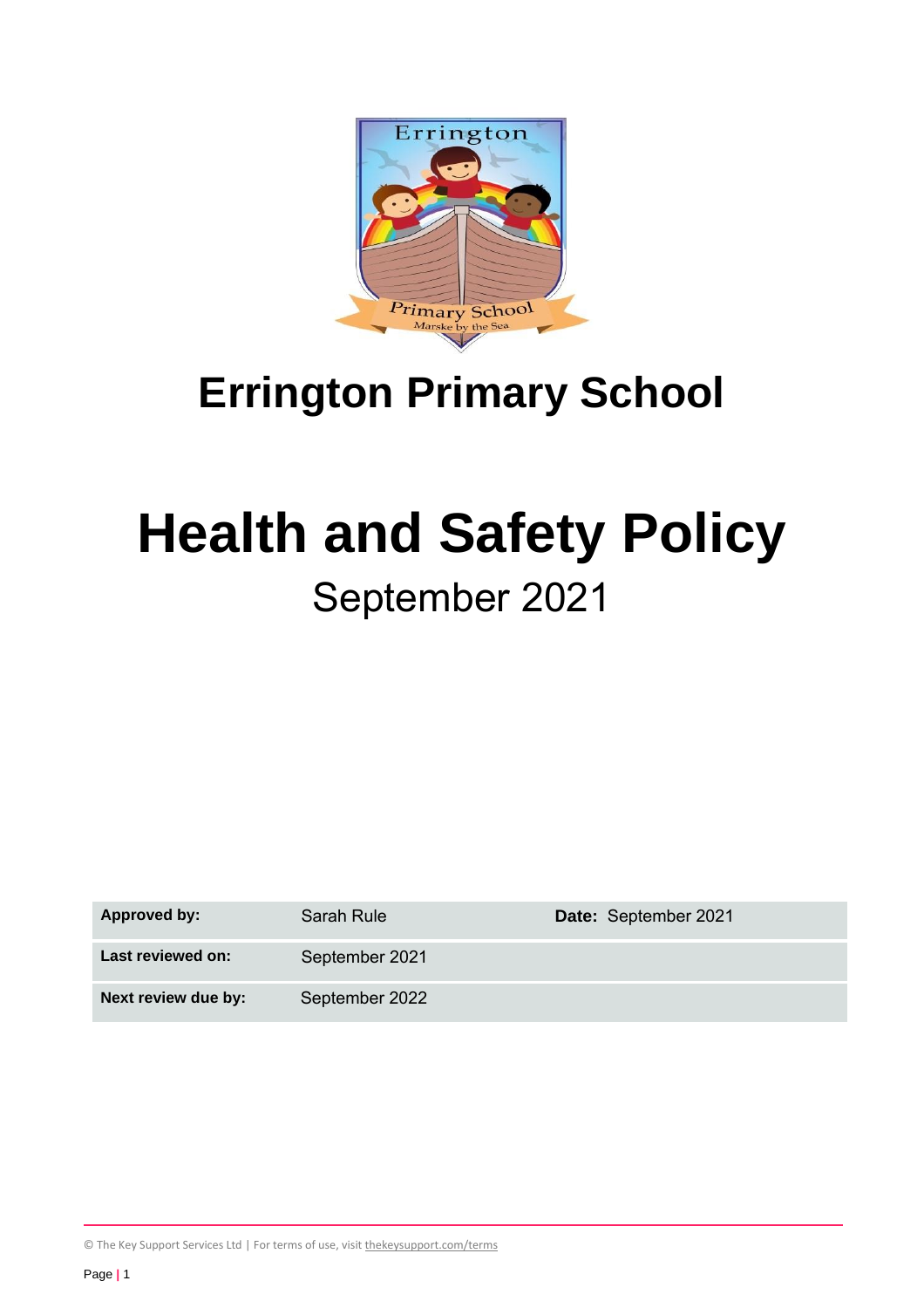# Errington Primary School

# Health and Safety Policy

September 2021

| **Approved by:** | Sarah Rule | **Date:** September 2021 |
|---|---|---|
| **Last reviewed on:** | September 2021 | |
| **Next review due by:** | September 2022 | |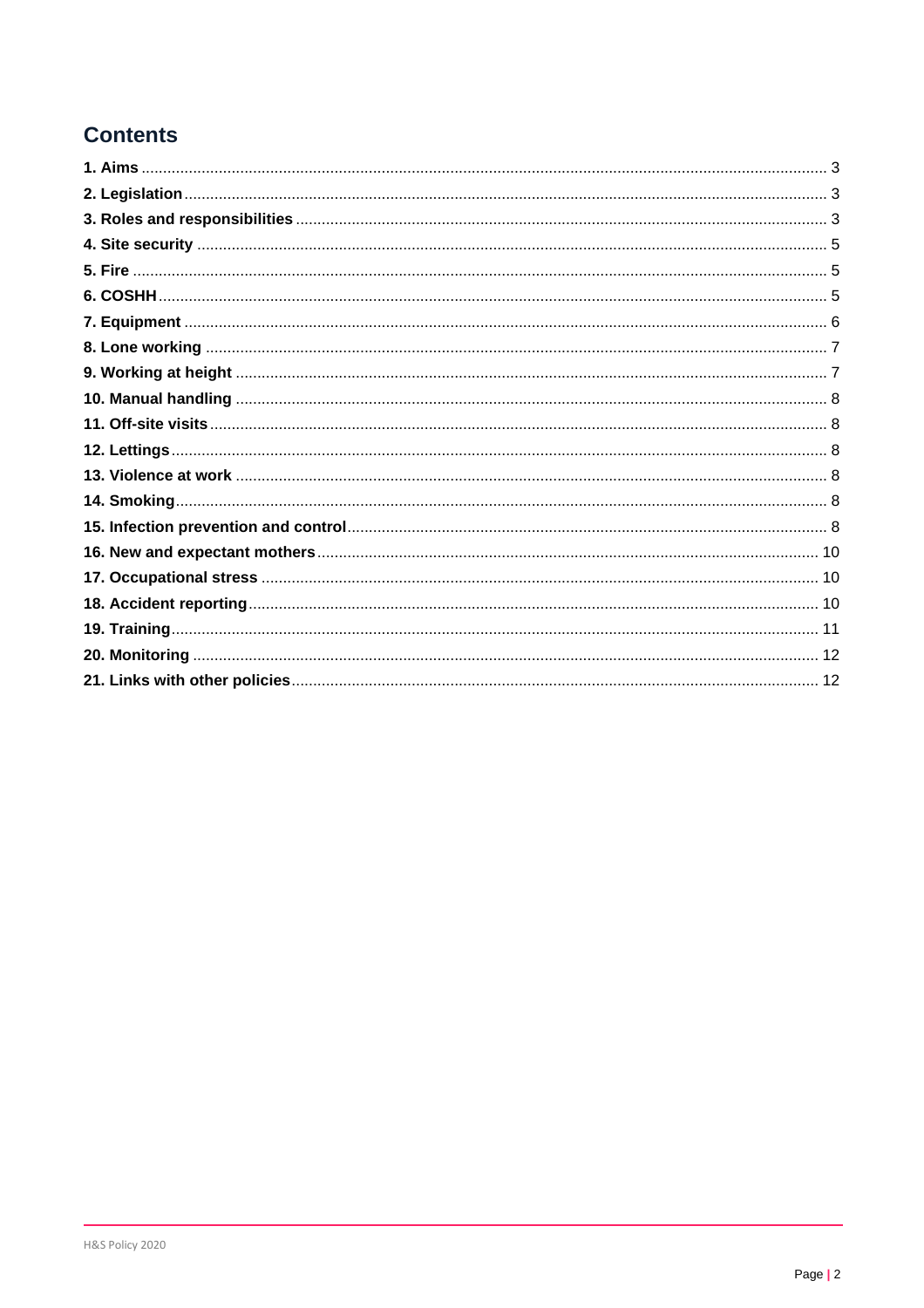## Contents

**1. Aims** ..... 3
**2. Legislation** ..... 3
**3. Roles and responsibilities** ..... 3
**4. Site security** ..... 5
**5. Fire** ..... 5
**6. COSHH** ..... 5
**7. Equipment** ..... 6
**8. Lone working** ..... 7
**9. Working at height** ..... 7
**10. Manual handling** ..... 8
**11. Off-site visits** ..... 8
**12. Lettings** ..... 8
**13. Violence at work** ..... 8
**14. Smoking** ..... 8
**15. Infection prevention and control** ..... 8
**16. New and expectant mothers** ..... 10
**17. Occupational stress** ..... 10
**18. Accident reporting** ..... 10
**19. Training** ..... 11
**20. Monitoring** ..... 12
**21. Links with other policies** ..... 12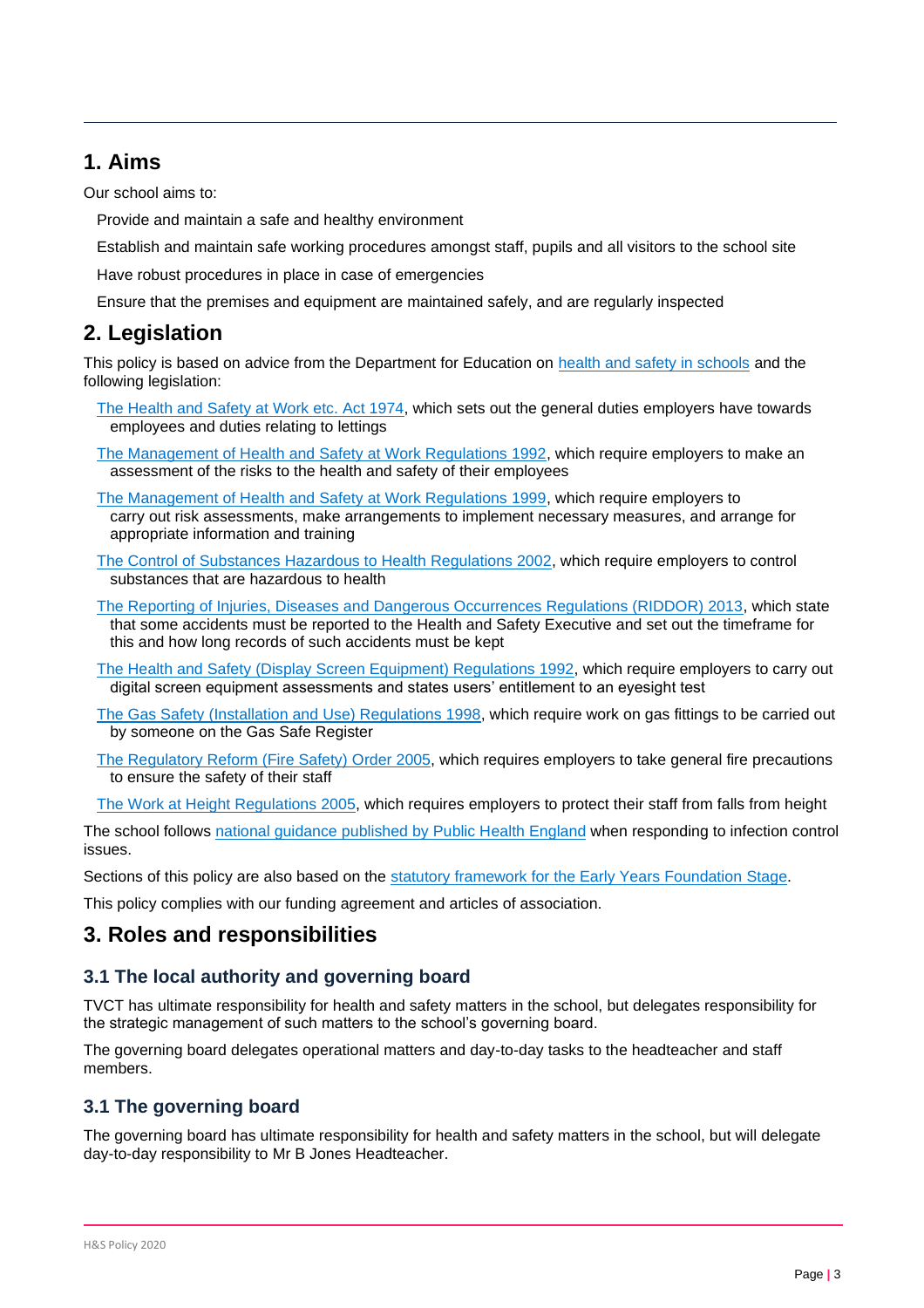## 1. Aims

Our school aims to:

- Provide and maintain a safe and healthy environment
- Establish and maintain safe working procedures amongst staff, pupils and all visitors to the school site
- Have robust procedures in place in case of emergencies
- Ensure that the premises and equipment are maintained safely, and are regularly inspected

## 2. Legislation

This policy is based on advice from the Department for Education on health and safety in schools and the following legislation:

- The Health and Safety at Work etc. Act 1974, which sets out the general duties employers have towards employees and duties relating to lettings
- The Management of Health and Safety at Work Regulations 1992, which require employers to make an assessment of the risks to the health and safety of their employees
- The Management of Health and Safety at Work Regulations 1999, which require employers to carry out risk assessments, make arrangements to implement necessary measures, and arrange for appropriate information and training
- The Control of Substances Hazardous to Health Regulations 2002, which require employers to control substances that are hazardous to health
- The Reporting of Injuries, Diseases and Dangerous Occurrences Regulations (RIDDOR) 2013, which state that some accidents must be reported to the Health and Safety Executive and set out the timeframe for this and how long records of such accidents must be kept
- The Health and Safety (Display Screen Equipment) Regulations 1992, which require employers to carry out digital screen equipment assessments and states users' entitlement to an eyesight test
- The Gas Safety (Installation and Use) Regulations 1998, which require work on gas fittings to be carried out by someone on the Gas Safe Register
- The Regulatory Reform (Fire Safety) Order 2005, which requires employers to take general fire precautions to ensure the safety of their staff
- The Work at Height Regulations 2005, which requires employers to protect their staff from falls from height

The school follows national guidance published by Public Health England when responding to infection control issues.

Sections of this policy are also based on the statutory framework for the Early Years Foundation Stage.

This policy complies with our funding agreement and articles of association.

## 3. Roles and responsibilities

### 3.1 The local authority and governing board

TVCT has ultimate responsibility for health and safety matters in the school, but delegates responsibility for the strategic management of such matters to the school's governing board.

The governing board delegates operational matters and day-to-day tasks to the headteacher and staff members.

### 3.1 The governing board

The governing board has ultimate responsibility for health and safety matters in the school, but will delegate day-to-day responsibility to Mr B Jones Headteacher.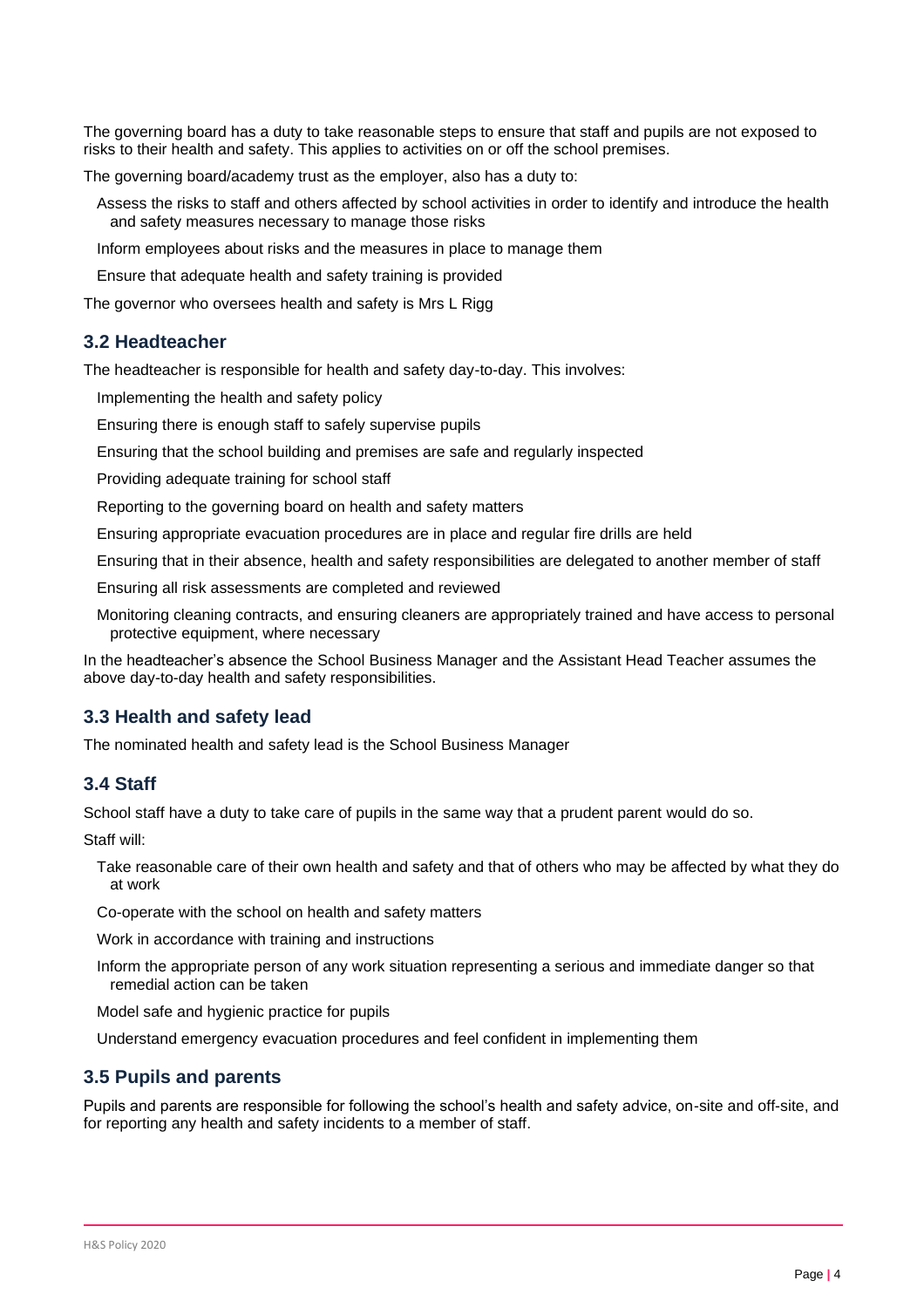The governing board has a duty to take reasonable steps to ensure that staff and pupils are not exposed to risks to their health and safety. This applies to activities on or off the school premises.

The governing board/academy trust as the employer, also has a duty to:

- Assess the risks to staff and others affected by school activities in order to identify and introduce the health and safety measures necessary to manage those risks
- Inform employees about risks and the measures in place to manage them
- Ensure that adequate health and safety training is provided

The governor who oversees health and safety is Mrs L Rigg

### 3.2 Headteacher

The headteacher is responsible for health and safety day-to-day. This involves:

- Implementing the health and safety policy
- Ensuring there is enough staff to safely supervise pupils
- Ensuring that the school building and premises are safe and regularly inspected
- Providing adequate training for school staff
- Reporting to the governing board on health and safety matters
- Ensuring appropriate evacuation procedures are in place and regular fire drills are held
- Ensuring that in their absence, health and safety responsibilities are delegated to another member of staff
- Ensuring all risk assessments are completed and reviewed
- Monitoring cleaning contracts, and ensuring cleaners are appropriately trained and have access to personal protective equipment, where necessary

In the headteacher's absence the School Business Manager and the Assistant Head Teacher assumes the above day-to-day health and safety responsibilities.

### 3.3 Health and safety lead

The nominated health and safety lead is the School Business Manager

### 3.4 Staff

School staff have a duty to take care of pupils in the same way that a prudent parent would do so.

Staff will:

- Take reasonable care of their own health and safety and that of others who may be affected by what they do at work
- Co-operate with the school on health and safety matters
- Work in accordance with training and instructions
- Inform the appropriate person of any work situation representing a serious and immediate danger so that remedial action can be taken
- Model safe and hygienic practice for pupils
- Understand emergency evacuation procedures and feel confident in implementing them

### 3.5 Pupils and parents

Pupils and parents are responsible for following the school's health and safety advice, on-site and off-site, and for reporting any health and safety incidents to a member of staff.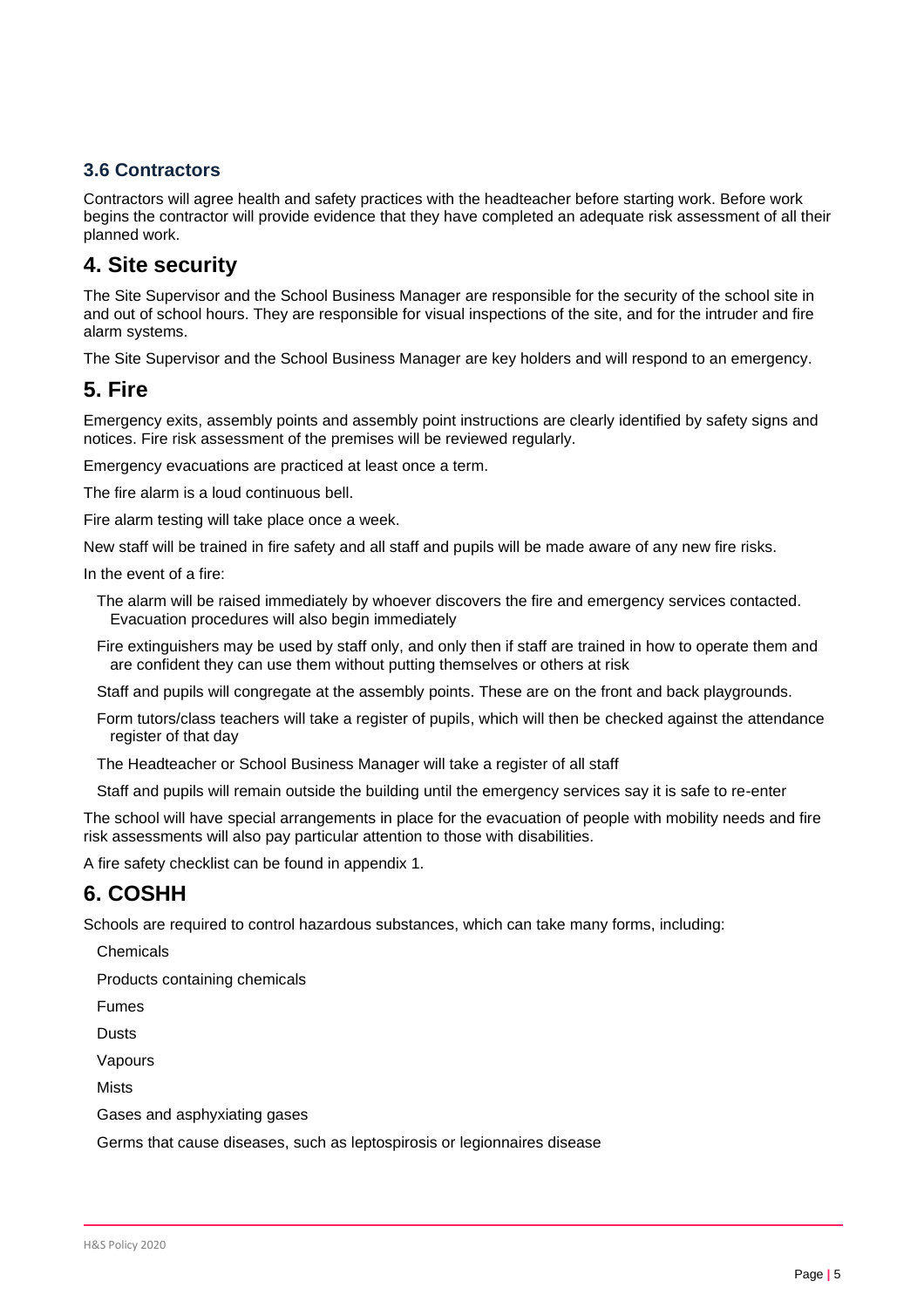### 3.6 Contractors

Contractors will agree health and safety practices with the headteacher before starting work. Before work begins the contractor will provide evidence that they have completed an adequate risk assessment of all their planned work.

## 4. Site security

The Site Supervisor and the School Business Manager are responsible for the security of the school site in and out of school hours. They are responsible for visual inspections of the site, and for the intruder and fire alarm systems.

The Site Supervisor and the School Business Manager are key holders and will respond to an emergency.

## 5. Fire

Emergency exits, assembly points and assembly point instructions are clearly identified by safety signs and notices. Fire risk assessment of the premises will be reviewed regularly.

Emergency evacuations are practiced at least once a term.

The fire alarm is a loud continuous bell.

Fire alarm testing will take place once a week.

New staff will be trained in fire safety and all staff and pupils will be made aware of any new fire risks.

In the event of a fire:

- The alarm will be raised immediately by whoever discovers the fire and emergency services contacted. Evacuation procedures will also begin immediately
- Fire extinguishers may be used by staff only, and only then if staff are trained in how to operate them and are confident they can use them without putting themselves or others at risk
- Staff and pupils will congregate at the assembly points. These are on the front and back playgrounds.
- Form tutors/class teachers will take a register of pupils, which will then be checked against the attendance register of that day
- The Headteacher or School Business Manager will take a register of all staff
- Staff and pupils will remain outside the building until the emergency services say it is safe to re-enter

The school will have special arrangements in place for the evacuation of people with mobility needs and fire risk assessments will also pay particular attention to those with disabilities.

A fire safety checklist can be found in appendix 1.

## 6. COSHH

Schools are required to control hazardous substances, which can take many forms, including:

- Chemicals
- Products containing chemicals
- Fumes
- Dusts
- Vapours
- Mists
- Gases and asphyxiating gases
- Germs that cause diseases, such as leptospirosis or legionnaires disease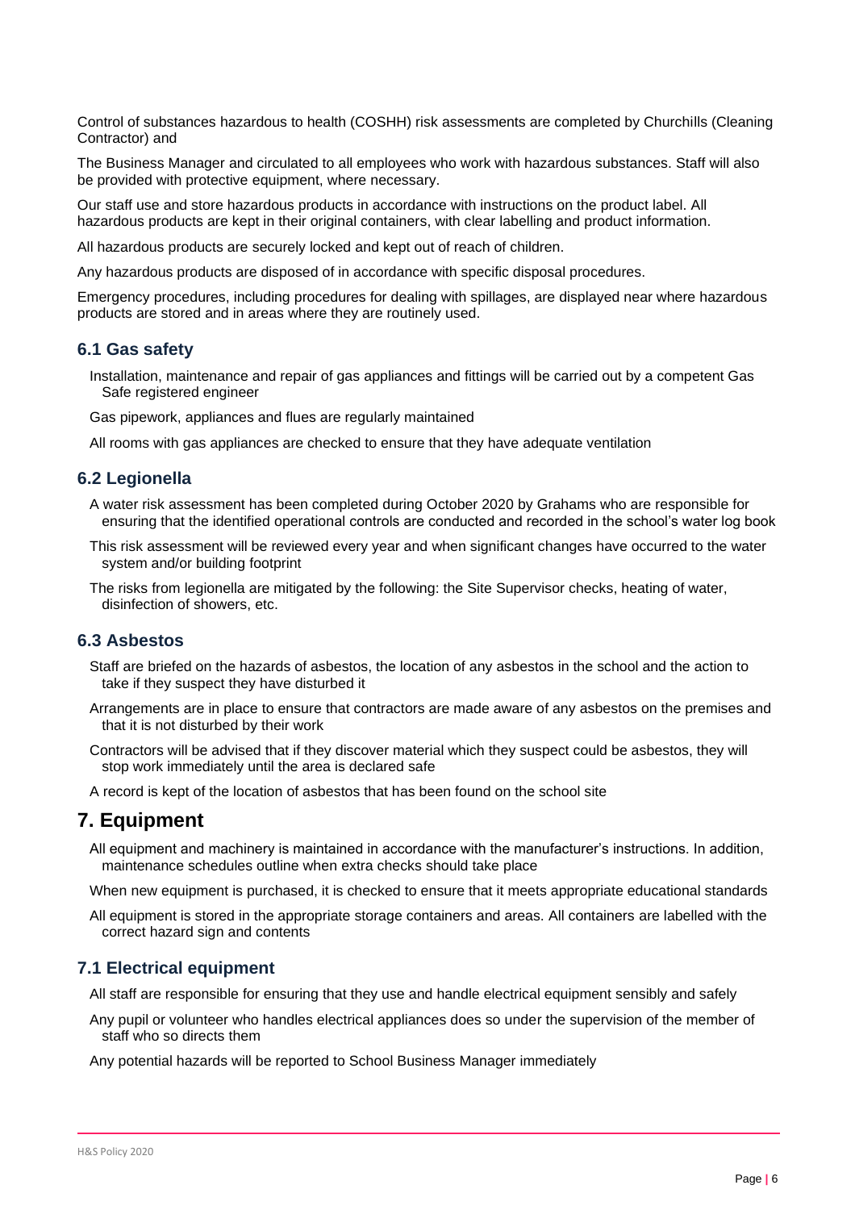Control of substances hazardous to health (COSHH) risk assessments are completed by Churchills (Cleaning Contractor) and

The Business Manager and circulated to all employees who work with hazardous substances. Staff will also be provided with protective equipment, where necessary.

Our staff use and store hazardous products in accordance with instructions on the product label. All hazardous products are kept in their original containers, with clear labelling and product information.

All hazardous products are securely locked and kept out of reach of children.

Any hazardous products are disposed of in accordance with specific disposal procedures.

Emergency procedures, including procedures for dealing with spillages, are displayed near where hazardous products are stored and in areas where they are routinely used.

### 6.1 Gas safety

- Installation, maintenance and repair of gas appliances and fittings will be carried out by a competent Gas Safe registered engineer
- Gas pipework, appliances and flues are regularly maintained
- All rooms with gas appliances are checked to ensure that they have adequate ventilation

### 6.2 Legionella

- A water risk assessment has been completed during October 2020 by Grahams who are responsible for ensuring that the identified operational controls are conducted and recorded in the school's water log book
- This risk assessment will be reviewed every year and when significant changes have occurred to the water system and/or building footprint
- The risks from legionella are mitigated by the following: the Site Supervisor checks, heating of water, disinfection of showers, etc.

### 6.3 Asbestos

- Staff are briefed on the hazards of asbestos, the location of any asbestos in the school and the action to take if they suspect they have disturbed it
- Arrangements are in place to ensure that contractors are made aware of any asbestos on the premises and that it is not disturbed by their work
- Contractors will be advised that if they discover material which they suspect could be asbestos, they will stop work immediately until the area is declared safe
- A record is kept of the location of asbestos that has been found on the school site

## 7. Equipment

- All equipment and machinery is maintained in accordance with the manufacturer's instructions. In addition, maintenance schedules outline when extra checks should take place
- When new equipment is purchased, it is checked to ensure that it meets appropriate educational standards
- All equipment is stored in the appropriate storage containers and areas. All containers are labelled with the correct hazard sign and contents

### 7.1 Electrical equipment

- All staff are responsible for ensuring that they use and handle electrical equipment sensibly and safely
- Any pupil or volunteer who handles electrical appliances does so under the supervision of the member of staff who so directs them
- Any potential hazards will be reported to School Business Manager immediately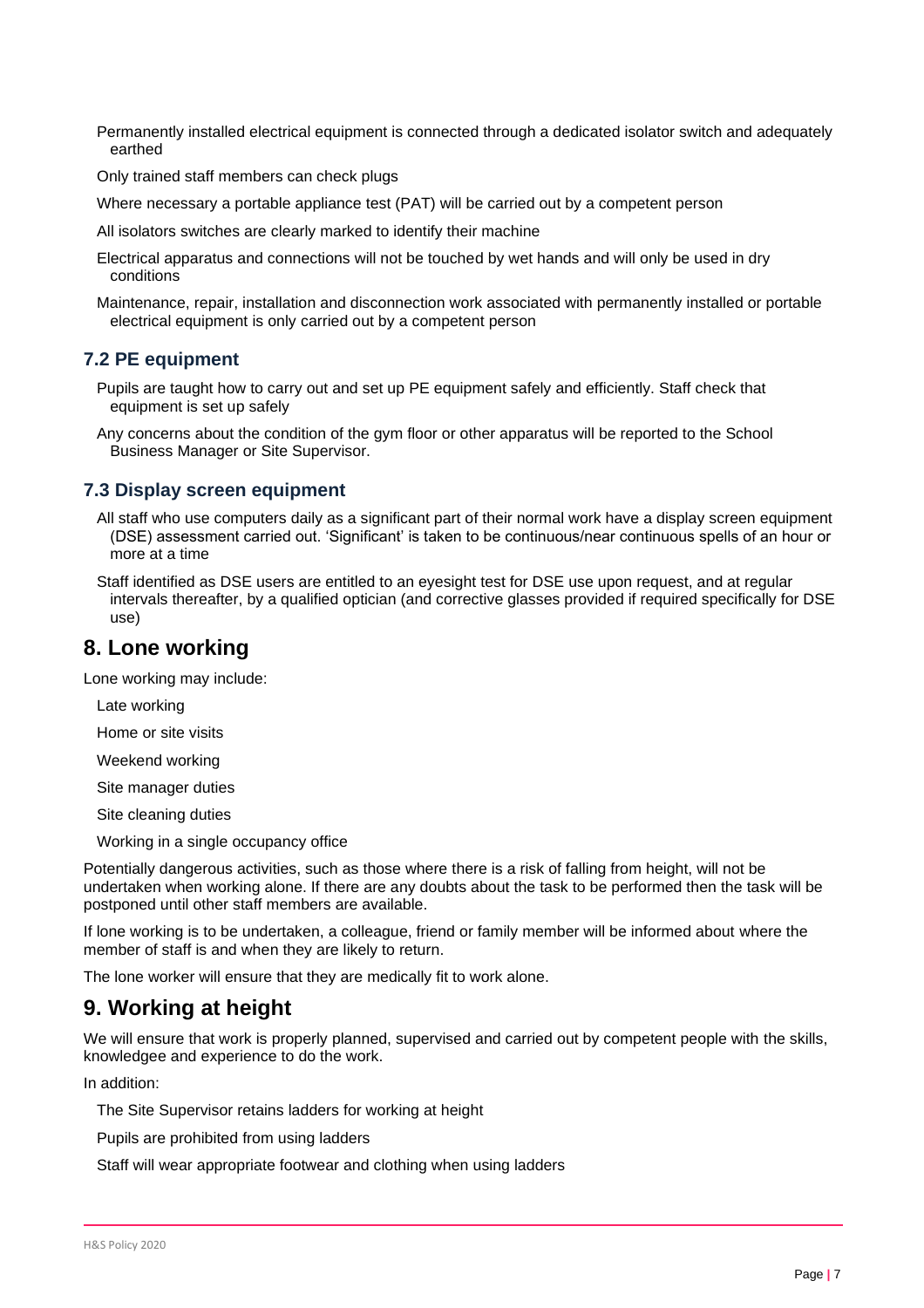- Permanently installed electrical equipment is connected through a dedicated isolator switch and adequately earthed
- Only trained staff members can check plugs
- Where necessary a portable appliance test (PAT) will be carried out by a competent person
- All isolators switches are clearly marked to identify their machine
- Electrical apparatus and connections will not be touched by wet hands and will only be used in dry conditions
- Maintenance, repair, installation and disconnection work associated with permanently installed or portable electrical equipment is only carried out by a competent person

### 7.2 PE equipment

- Pupils are taught how to carry out and set up PE equipment safely and efficiently. Staff check that equipment is set up safely
- Any concerns about the condition of the gym floor or other apparatus will be reported to the School Business Manager or Site Supervisor.

### 7.3 Display screen equipment

- All staff who use computers daily as a significant part of their normal work have a display screen equipment (DSE) assessment carried out. 'Significant' is taken to be continuous/near continuous spells of an hour or more at a time
- Staff identified as DSE users are entitled to an eyesight test for DSE use upon request, and at regular intervals thereafter, by a qualified optician (and corrective glasses provided if required specifically for DSE use)

## 8. Lone working

Lone working may include:

- Late working
- Home or site visits
- Weekend working
- Site manager duties
- Site cleaning duties
- Working in a single occupancy office

Potentially dangerous activities, such as those where there is a risk of falling from height, will not be undertaken when working alone. If there are any doubts about the task to be performed then the task will be postponed until other staff members are available.

If lone working is to be undertaken, a colleague, friend or family member will be informed about where the member of staff is and when they are likely to return.

The lone worker will ensure that they are medically fit to work alone.

## 9. Working at height

We will ensure that work is properly planned, supervised and carried out by competent people with the skills, knowledgee and experience to do the work.

In addition:

- The Site Supervisor retains ladders for working at height
- Pupils are prohibited from using ladders
- Staff will wear appropriate footwear and clothing when using ladders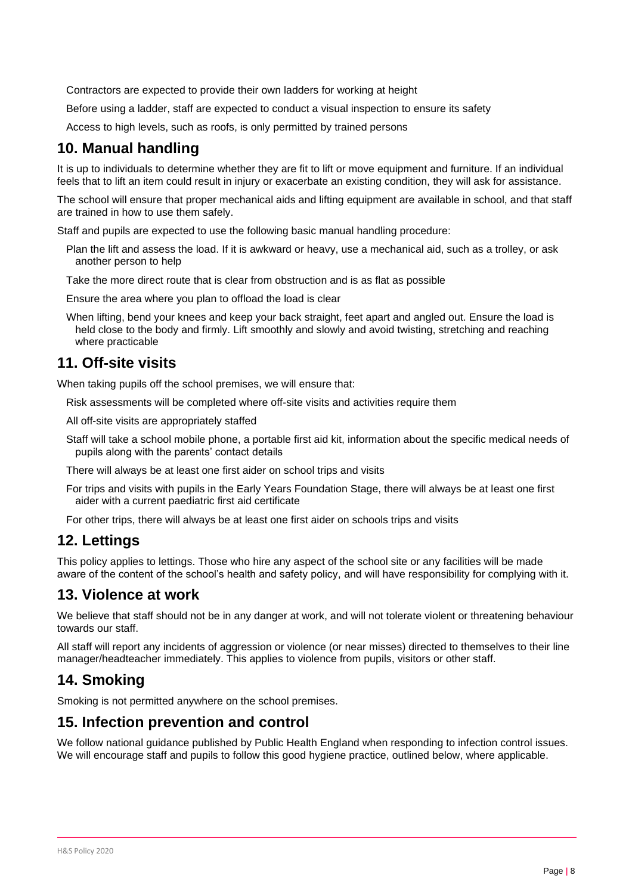- Contractors are expected to provide their own ladders for working at height
- Before using a ladder, staff are expected to conduct a visual inspection to ensure its safety
- Access to high levels, such as roofs, is only permitted by trained persons

## 10. Manual handling

It is up to individuals to determine whether they are fit to lift or move equipment and furniture. If an individual feels that to lift an item could result in injury or exacerbate an existing condition, they will ask for assistance.

The school will ensure that proper mechanical aids and lifting equipment are available in school, and that staff are trained in how to use them safely.

Staff and pupils are expected to use the following basic manual handling procedure:

- Plan the lift and assess the load. If it is awkward or heavy, use a mechanical aid, such as a trolley, or ask another person to help
- Take the more direct route that is clear from obstruction and is as flat as possible
- Ensure the area where you plan to offload the load is clear
- When lifting, bend your knees and keep your back straight, feet apart and angled out. Ensure the load is held close to the body and firmly. Lift smoothly and slowly and avoid twisting, stretching and reaching where practicable

## 11. Off-site visits

When taking pupils off the school premises, we will ensure that:

- Risk assessments will be completed where off-site visits and activities require them
- All off-site visits are appropriately staffed
- Staff will take a school mobile phone, a portable first aid kit, information about the specific medical needs of pupils along with the parents' contact details
- There will always be at least one first aider on school trips and visits
- For trips and visits with pupils in the Early Years Foundation Stage, there will always be at least one first aider with a current paediatric first aid certificate
- For other trips, there will always be at least one first aider on schools trips and visits

## 12. Lettings

This policy applies to lettings. Those who hire any aspect of the school site or any facilities will be made aware of the content of the school's health and safety policy, and will have responsibility for complying with it.

## 13. Violence at work

We believe that staff should not be in any danger at work, and will not tolerate violent or threatening behaviour towards our staff.

All staff will report any incidents of aggression or violence (or near misses) directed to themselves to their line manager/headteacher immediately. This applies to violence from pupils, visitors or other staff.

## 14. Smoking

Smoking is not permitted anywhere on the school premises.

## 15. Infection prevention and control

We follow national guidance published by Public Health England when responding to infection control issues. We will encourage staff and pupils to follow this good hygiene practice, outlined below, where applicable.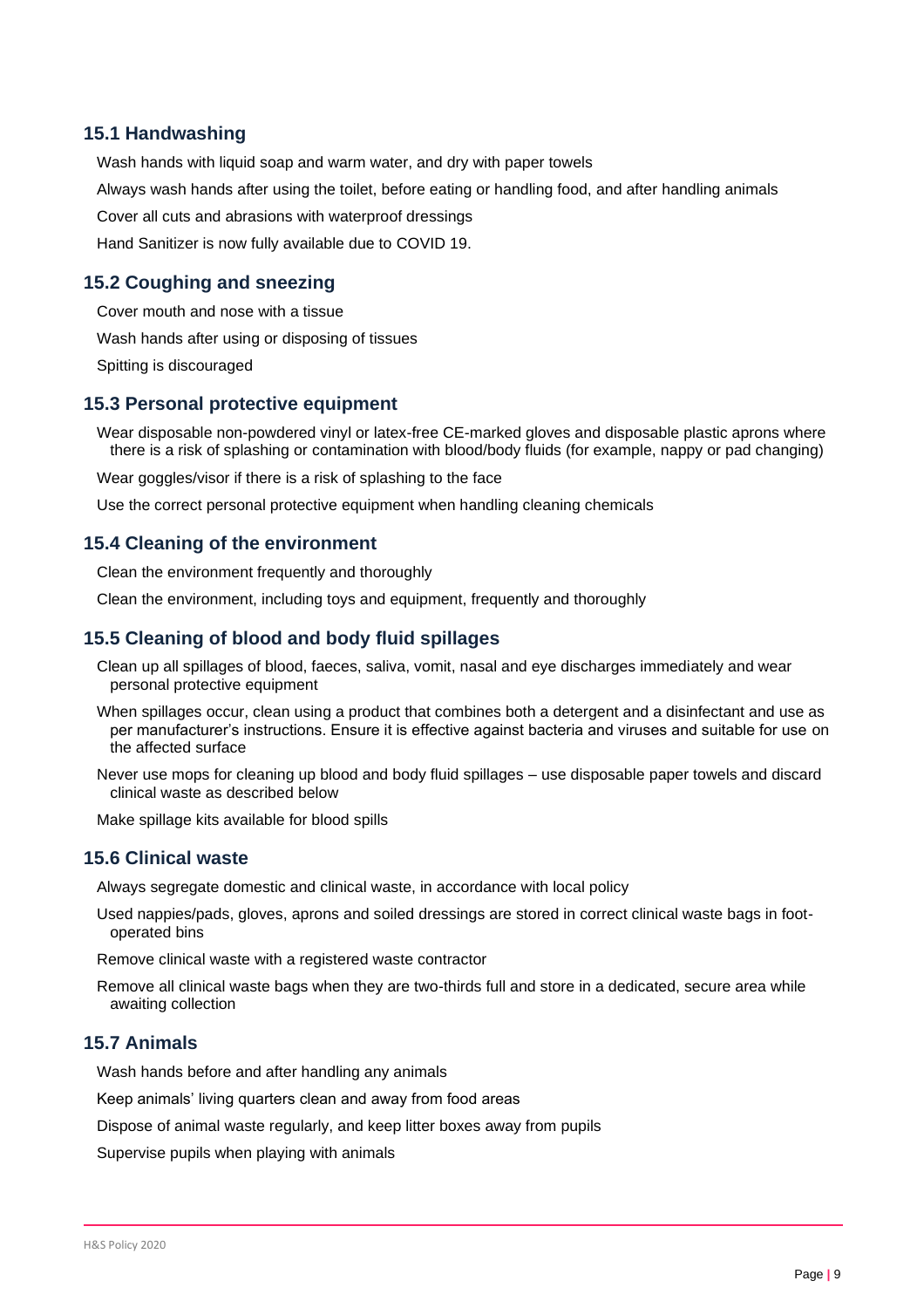### 15.1 Handwashing

- Wash hands with liquid soap and warm water, and dry with paper towels
- Always wash hands after using the toilet, before eating or handling food, and after handling animals
- Cover all cuts and abrasions with waterproof dressings
- Hand Sanitizer is now fully available due to COVID 19.

### 15.2 Coughing and sneezing

- Cover mouth and nose with a tissue
- Wash hands after using or disposing of tissues
- Spitting is discouraged

### 15.3 Personal protective equipment

- Wear disposable non-powdered vinyl or latex-free CE-marked gloves and disposable plastic aprons where there is a risk of splashing or contamination with blood/body fluids (for example, nappy or pad changing)
- Wear goggles/visor if there is a risk of splashing to the face
- Use the correct personal protective equipment when handling cleaning chemicals

### 15.4 Cleaning of the environment

- Clean the environment frequently and thoroughly
- Clean the environment, including toys and equipment, frequently and thoroughly

### 15.5 Cleaning of blood and body fluid spillages

- Clean up all spillages of blood, faeces, saliva, vomit, nasal and eye discharges immediately and wear personal protective equipment
- When spillages occur, clean using a product that combines both a detergent and a disinfectant and use as per manufacturer's instructions. Ensure it is effective against bacteria and viruses and suitable for use on the affected surface
- Never use mops for cleaning up blood and body fluid spillages – use disposable paper towels and discard clinical waste as described below
- Make spillage kits available for blood spills

### 15.6 Clinical waste

- Always segregate domestic and clinical waste, in accordance with local policy
- Used nappies/pads, gloves, aprons and soiled dressings are stored in correct clinical waste bags in foot-operated bins
- Remove clinical waste with a registered waste contractor
- Remove all clinical waste bags when they are two-thirds full and store in a dedicated, secure area while awaiting collection

### 15.7 Animals

- Wash hands before and after handling any animals
- Keep animals' living quarters clean and away from food areas
- Dispose of animal waste regularly, and keep litter boxes away from pupils
- Supervise pupils when playing with animals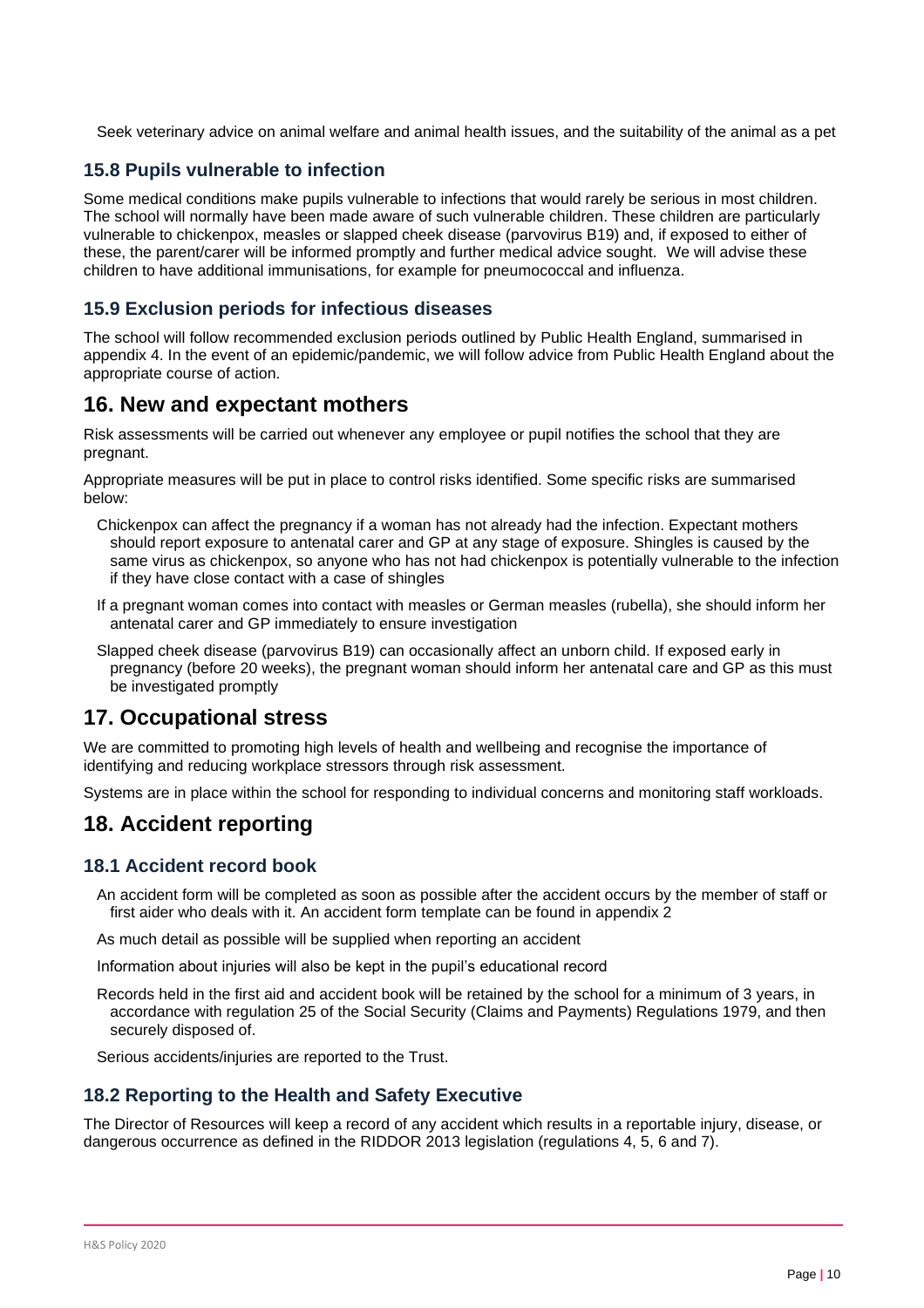- Seek veterinary advice on animal welfare and animal health issues, and the suitability of the animal as a pet

### 15.8 Pupils vulnerable to infection

Some medical conditions make pupils vulnerable to infections that would rarely be serious in most children. The school will normally have been made aware of such vulnerable children. These children are particularly vulnerable to chickenpox, measles or slapped cheek disease (parvovirus B19) and, if exposed to either of these, the parent/carer will be informed promptly and further medical advice sought. We will advise these children to have additional immunisations, for example for pneumococcal and influenza.

### 15.9 Exclusion periods for infectious diseases

The school will follow recommended exclusion periods outlined by Public Health England, summarised in appendix 4. In the event of an epidemic/pandemic, we will follow advice from Public Health England about the appropriate course of action.

## 16. New and expectant mothers

Risk assessments will be carried out whenever any employee or pupil notifies the school that they are pregnant.

Appropriate measures will be put in place to control risks identified. Some specific risks are summarised below:

- Chickenpox can affect the pregnancy if a woman has not already had the infection. Expectant mothers should report exposure to antenatal carer and GP at any stage of exposure. Shingles is caused by the same virus as chickenpox, so anyone who has not had chickenpox is potentially vulnerable to the infection if they have close contact with a case of shingles
- If a pregnant woman comes into contact with measles or German measles (rubella), she should inform her antenatal carer and GP immediately to ensure investigation
- Slapped cheek disease (parvovirus B19) can occasionally affect an unborn child. If exposed early in pregnancy (before 20 weeks), the pregnant woman should inform her antenatal care and GP as this must be investigated promptly

## 17. Occupational stress

We are committed to promoting high levels of health and wellbeing and recognise the importance of identifying and reducing workplace stressors through risk assessment.

Systems are in place within the school for responding to individual concerns and monitoring staff workloads.

## 18. Accident reporting

### 18.1 Accident record book

- An accident form will be completed as soon as possible after the accident occurs by the member of staff or first aider who deals with it. An accident form template can be found in appendix 2
- As much detail as possible will be supplied when reporting an accident
- Information about injuries will also be kept in the pupil's educational record
- Records held in the first aid and accident book will be retained by the school for a minimum of 3 years, in accordance with regulation 25 of the Social Security (Claims and Payments) Regulations 1979, and then securely disposed of.
- Serious accidents/injuries are reported to the Trust.

### 18.2 Reporting to the Health and Safety Executive

The Director of Resources will keep a record of any accident which results in a reportable injury, disease, or dangerous occurrence as defined in the RIDDOR 2013 legislation (regulations 4, 5, 6 and 7).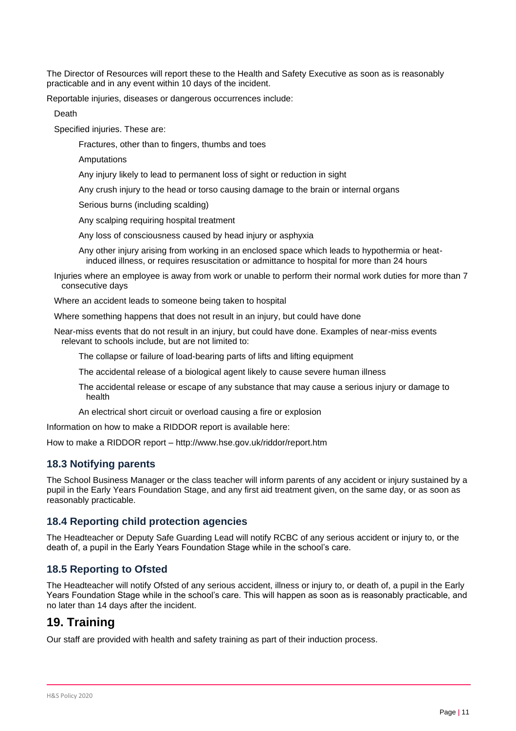The Director of Resources will report these to the Health and Safety Executive as soon as is reasonably practicable and in any event within 10 days of the incident.

Reportable injuries, diseases or dangerous occurrences include:

- Death
- Specified injuries. These are:
    - Fractures, other than to fingers, thumbs and toes
    - Amputations
    - Any injury likely to lead to permanent loss of sight or reduction in sight
    - Any crush injury to the head or torso causing damage to the brain or internal organs
    - Serious burns (including scalding)
    - Any scalping requiring hospital treatment
    - Any loss of consciousness caused by head injury or asphyxia
    - Any other injury arising from working in an enclosed space which leads to hypothermia or heat-induced illness, or requires resuscitation or admittance to hospital for more than 24 hours
- Injuries where an employee is away from work or unable to perform their normal work duties for more than 7 consecutive days
- Where an accident leads to someone being taken to hospital
- Where something happens that does not result in an injury, but could have done
- Near-miss events that do not result in an injury, but could have done. Examples of near-miss events relevant to schools include, but are not limited to:
    - The collapse or failure of load-bearing parts of lifts and lifting equipment
    - The accidental release of a biological agent likely to cause severe human illness
    - The accidental release or escape of any substance that may cause a serious injury or damage to health
    - An electrical short circuit or overload causing a fire or explosion

Information on how to make a RIDDOR report is available here:

How to make a RIDDOR report – http://www.hse.gov.uk/riddor/report.htm

### 18.3 Notifying parents

The School Business Manager or the class teacher will inform parents of any accident or injury sustained by a pupil in the Early Years Foundation Stage, and any first aid treatment given, on the same day, or as soon as reasonably practicable.

### 18.4 Reporting child protection agencies

The Headteacher or Deputy Safe Guarding Lead will notify RCBC of any serious accident or injury to, or the death of, a pupil in the Early Years Foundation Stage while in the school's care.

### 18.5 Reporting to Ofsted

The Headteacher will notify Ofsted of any serious accident, illness or injury to, or death of, a pupil in the Early Years Foundation Stage while in the school's care. This will happen as soon as is reasonably practicable, and no later than 14 days after the incident.

## 19. Training

Our staff are provided with health and safety training as part of their induction process.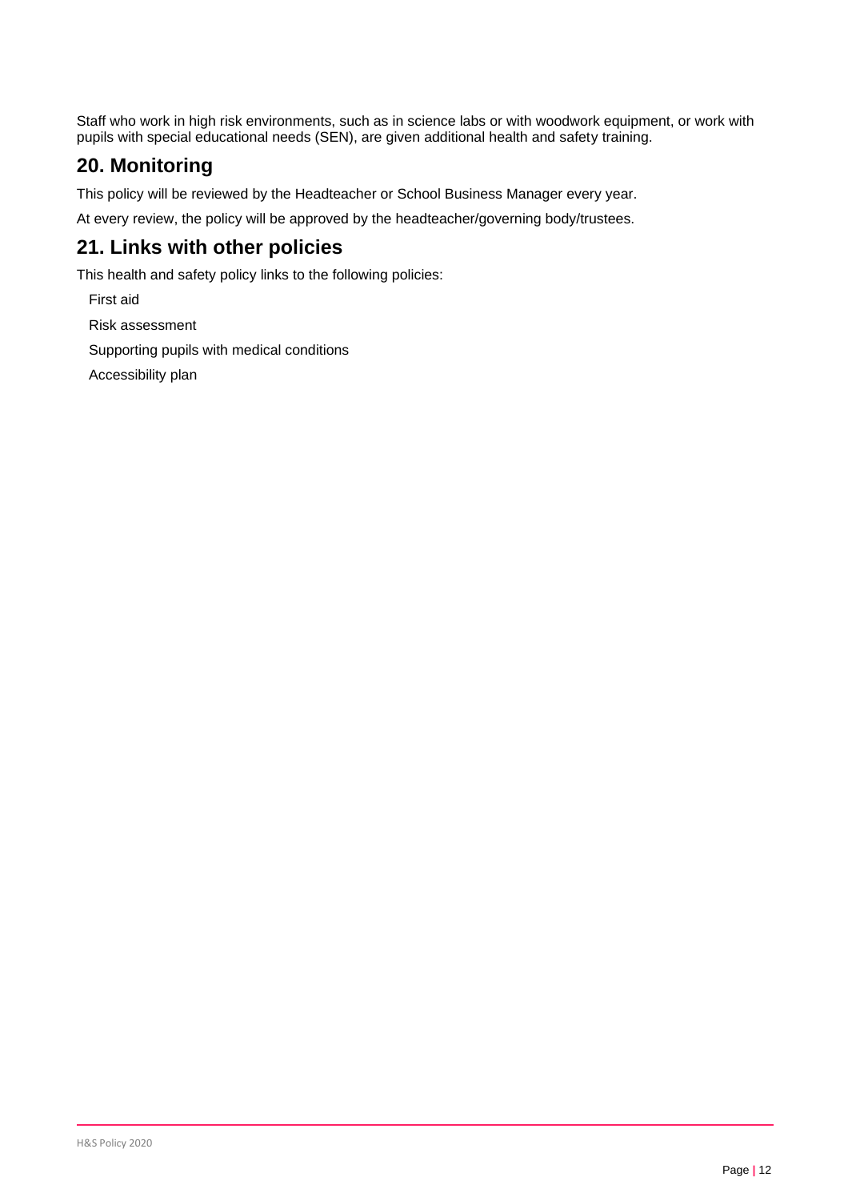Staff who work in high risk environments, such as in science labs or with woodwork equipment, or work with pupils with special educational needs (SEN), are given additional health and safety training.

## 20. Monitoring

This policy will be reviewed by the Headteacher or School Business Manager every year.

At every review, the policy will be approved by the headteacher/governing body/trustees.

## 21. Links with other policies

This health and safety policy links to the following policies:

- First aid
- Risk assessment
- Supporting pupils with medical conditions
- Accessibility plan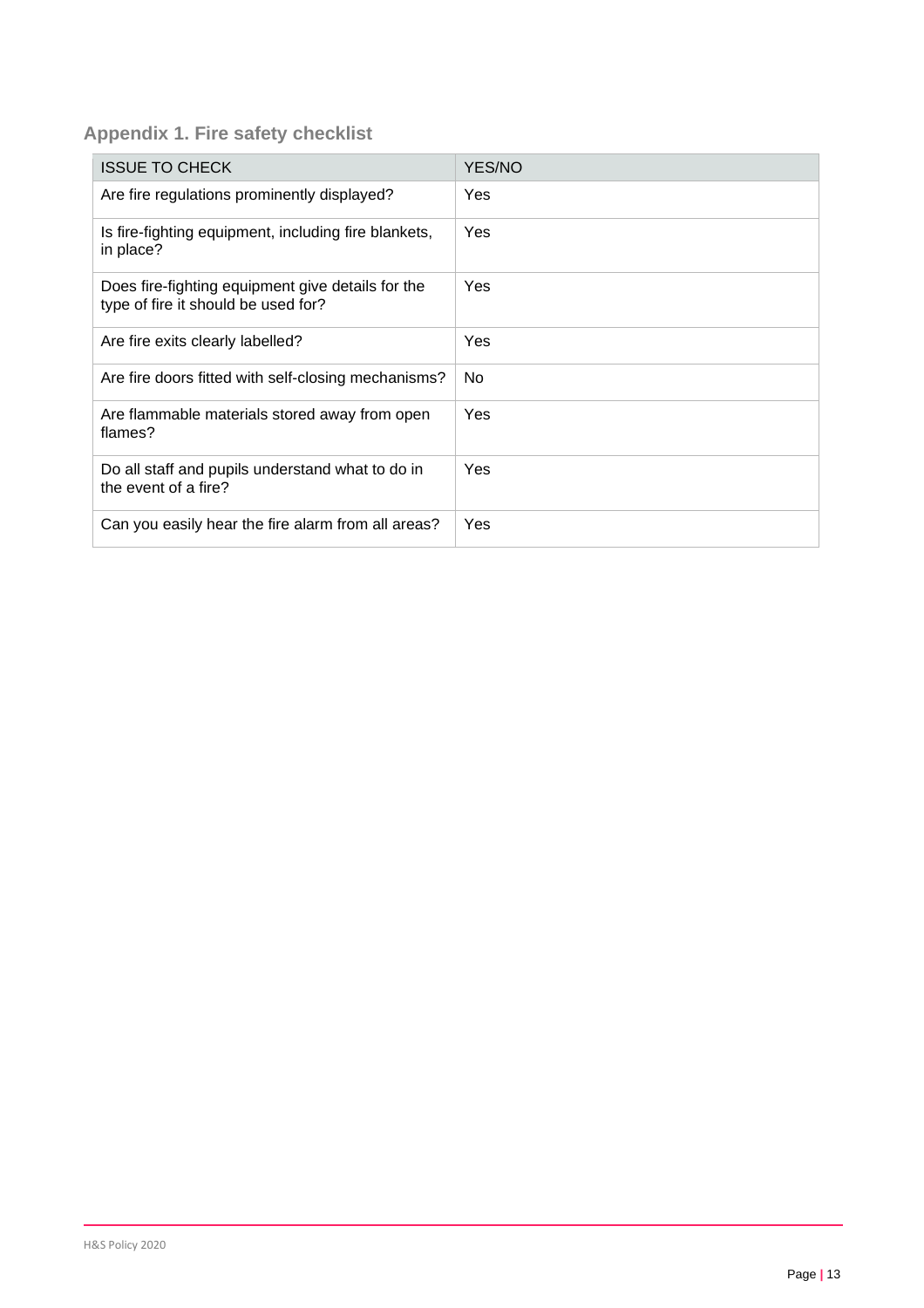## Appendix 1. Fire safety checklist

| ISSUE TO CHECK | YES/NO |
| --- | --- |
| Are fire regulations prominently displayed? | Yes |
| Is fire-fighting equipment, including fire blankets, in place? | Yes |
| Does fire-fighting equipment give details for the type of fire it should be used for? | Yes |
| Are fire exits clearly labelled? | Yes |
| Are fire doors fitted with self-closing mechanisms? | No |
| Are flammable materials stored away from open flames? | Yes |
| Do all staff and pupils understand what to do in the event of a fire? | Yes |
| Can you easily hear the fire alarm from all areas? | Yes |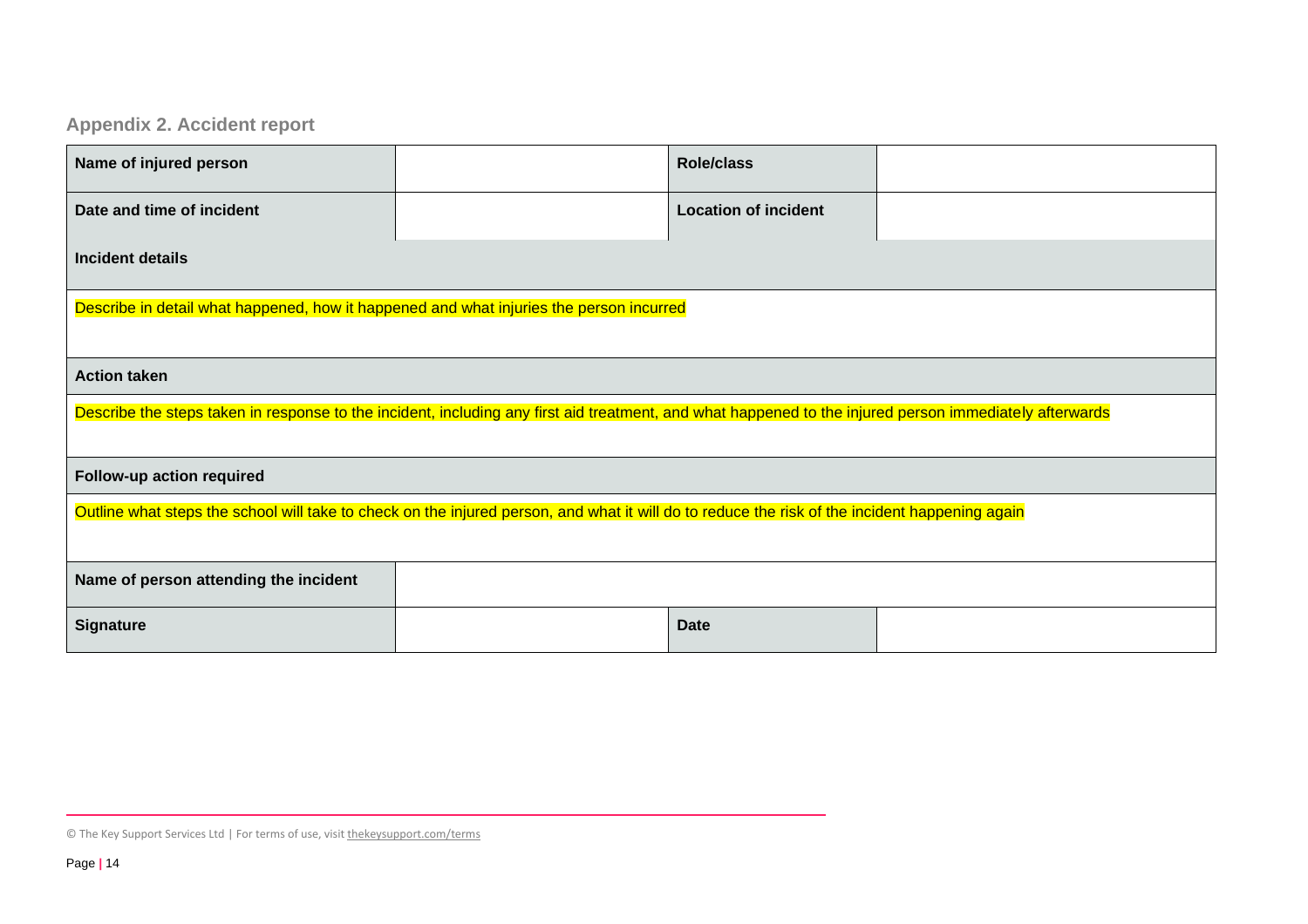## Appendix 2. Accident report

| Name of injured person | | Role/class | |
|---|---|---|---|
| Date and time of incident | | Location of incident | |
| **Incident details** | | | |
| Describe in detail what happened, how it happened and what injuries the person incurred | | | |
| **Action taken** | | | |
| Describe the steps taken in response to the incident, including any first aid treatment, and what happened to the injured person immediately afterwards | | | |
| **Follow-up action required** | | | |
| Outline what steps the school will take to check on the injured person, and what it will do to reduce the risk of the incident happening again | | | |
| Name of person attending the incident | | | |
| Signature | | Date | |

© The Key Support Services Ltd | For terms of use, visit thekeysupport.com/terms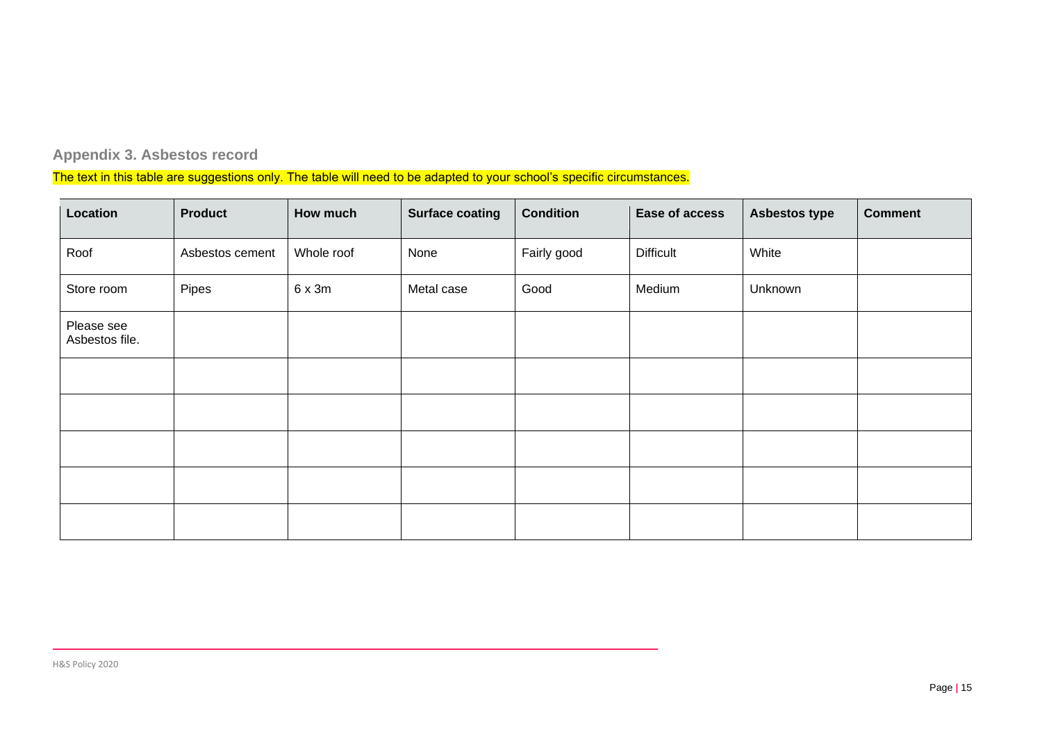## Appendix 3. Asbestos record

The text in this table are suggestions only. The table will need to be adapted to your school's specific circumstances.

| Location | Product | How much | Surface coating | Condition | Ease of access | Asbestos type | Comment |
|---|---|---|---|---|---|---|---|
| Roof | Asbestos cement | Whole roof | None | Fairly good | Difficult | White | |
| Store room | Pipes | 6 x 3m | Metal case | Good | Medium | Unknown | |
| Please see Asbestos file. | | | | | | | |
| | | | | | | | |
| | | | | | | | |
| | | | | | | | |
| | | | | | | | |
| | | | | | | | |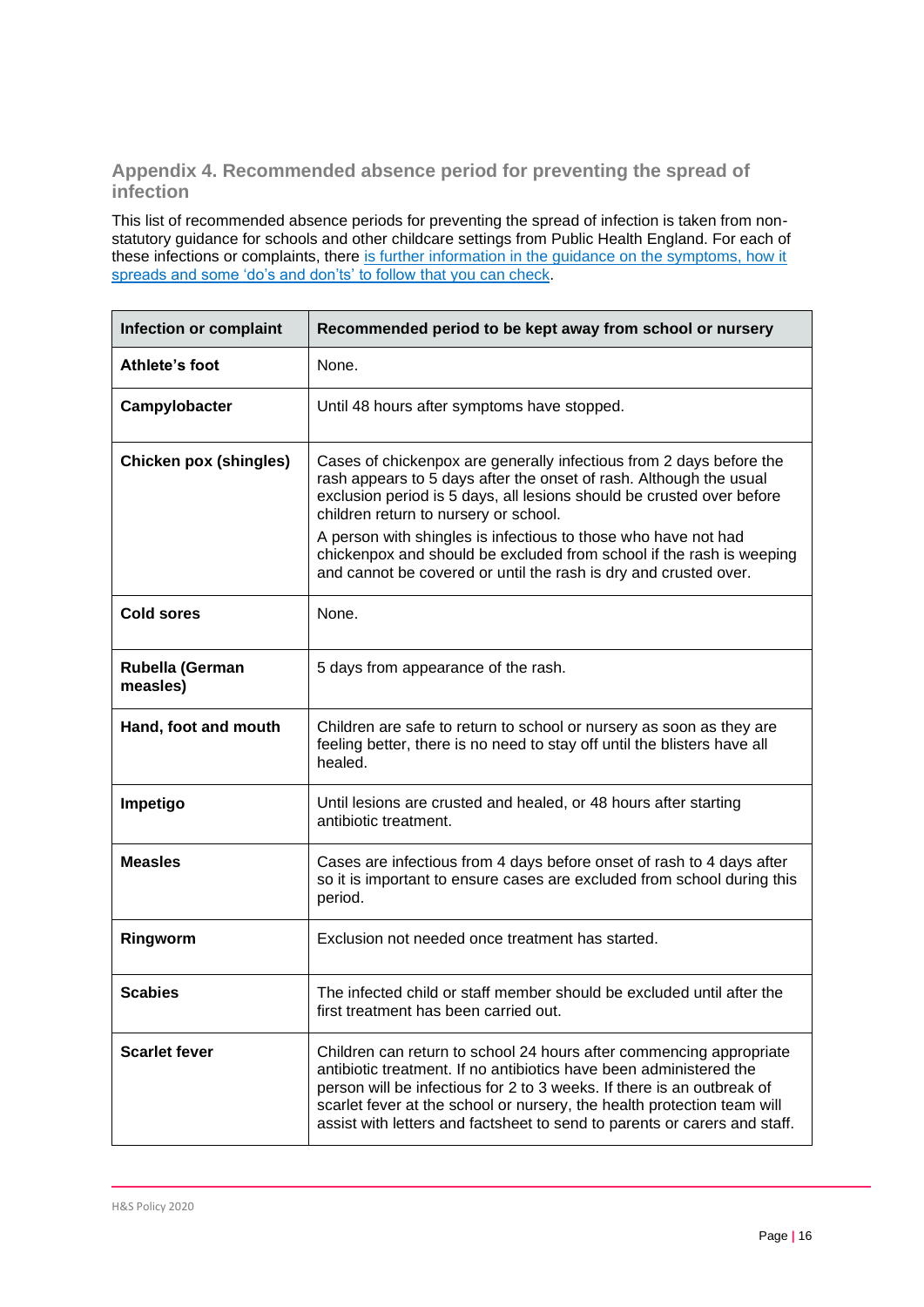## Appendix 4. Recommended absence period for preventing the spread of infection

This list of recommended absence periods for preventing the spread of infection is taken from non-statutory guidance for schools and other childcare settings from Public Health England. For each of these infections or complaints, there [is further information in the guidance on the symptoms, how it spreads and some 'do's and don'ts' to follow that you can check](#).

| Infection or complaint | Recommended period to be kept away from school or nursery |
|---|---|
| **Athlete's foot** | None. |
| **Campylobacter** | Until 48 hours after symptoms have stopped. |
| **Chicken pox (shingles)** | Cases of chickenpox are generally infectious from 2 days before the rash appears to 5 days after the onset of rash. Although the usual exclusion period is 5 days, all lesions should be crusted over before children return to nursery or school.<br>A person with shingles is infectious to those who have not had chickenpox and should be excluded from school if the rash is weeping and cannot be covered or until the rash is dry and crusted over. |
| **Cold sores** | None. |
| **Rubella (German measles)** | 5 days from appearance of the rash. |
| **Hand, foot and mouth** | Children are safe to return to school or nursery as soon as they are feeling better, there is no need to stay off until the blisters have all healed. |
| **Impetigo** | Until lesions are crusted and healed, or 48 hours after starting antibiotic treatment. |
| **Measles** | Cases are infectious from 4 days before onset of rash to 4 days after so it is important to ensure cases are excluded from school during this period. |
| **Ringworm** | Exclusion not needed once treatment has started. |
| **Scabies** | The infected child or staff member should be excluded until after the first treatment has been carried out. |
| **Scarlet fever** | Children can return to school 24 hours after commencing appropriate antibiotic treatment. If no antibiotics have been administered the person will be infectious for 2 to 3 weeks. If there is an outbreak of scarlet fever at the school or nursery, the health protection team will assist with letters and factsheet to send to parents or carers and staff. |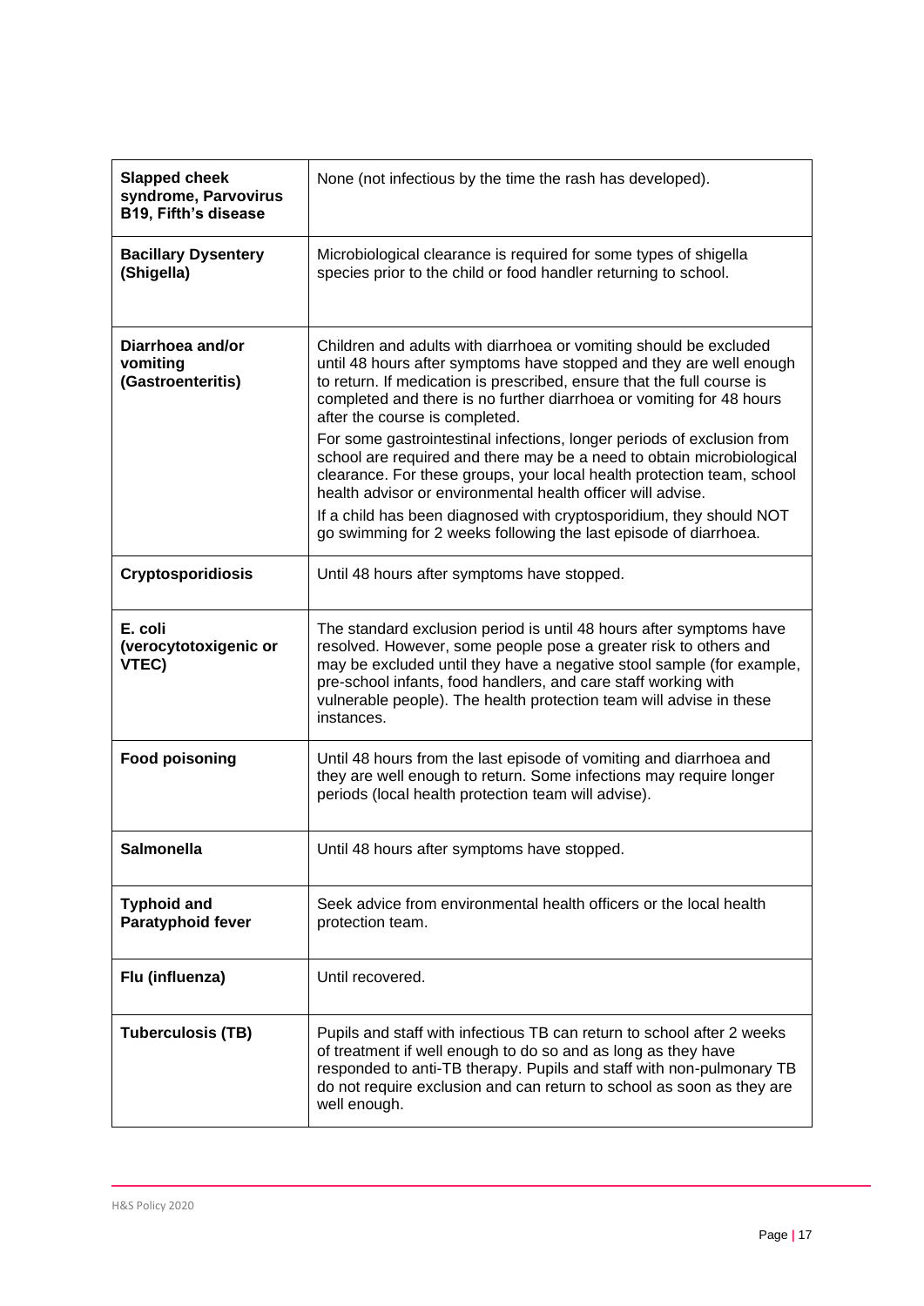| | |
|---|---|
| **Slapped cheek syndrome, Parvovirus B19, Fifth's disease** | None (not infectious by the time the rash has developed). |
| **Bacillary Dysentery (Shigella)** | Microbiological clearance is required for some types of shigella species prior to the child or food handler returning to school. |
| **Diarrhoea and/or vomiting (Gastroenteritis)** | Children and adults with diarrhoea or vomiting should be excluded until 48 hours after symptoms have stopped and they are well enough to return. If medication is prescribed, ensure that the full course is completed and there is no further diarrhoea or vomiting for 48 hours after the course is completed.<br>For some gastrointestinal infections, longer periods of exclusion from school are required and there may be a need to obtain microbiological clearance. For these groups, your local health protection team, school health advisor or environmental health officer will advise.<br>If a child has been diagnosed with cryptosporidium, they should NOT go swimming for 2 weeks following the last episode of diarrhoea. |
| **Cryptosporidiosis** | Until 48 hours after symptoms have stopped. |
| **E. coli (verocytotoxigenic or VTEC)** | The standard exclusion period is until 48 hours after symptoms have resolved. However, some people pose a greater risk to others and may be excluded until they have a negative stool sample (for example, pre-school infants, food handlers, and care staff working with vulnerable people). The health protection team will advise in these instances. |
| **Food poisoning** | Until 48 hours from the last episode of vomiting and diarrhoea and they are well enough to return. Some infections may require longer periods (local health protection team will advise). |
| **Salmonella** | Until 48 hours after symptoms have stopped. |
| **Typhoid and Paratyphoid fever** | Seek advice from environmental health officers or the local health protection team. |
| **Flu (influenza)** | Until recovered. |
| **Tuberculosis (TB)** | Pupils and staff with infectious TB can return to school after 2 weeks of treatment if well enough to do so and as long as they have responded to anti-TB therapy. Pupils and staff with non-pulmonary TB do not require exclusion and can return to school as soon as they are well enough. |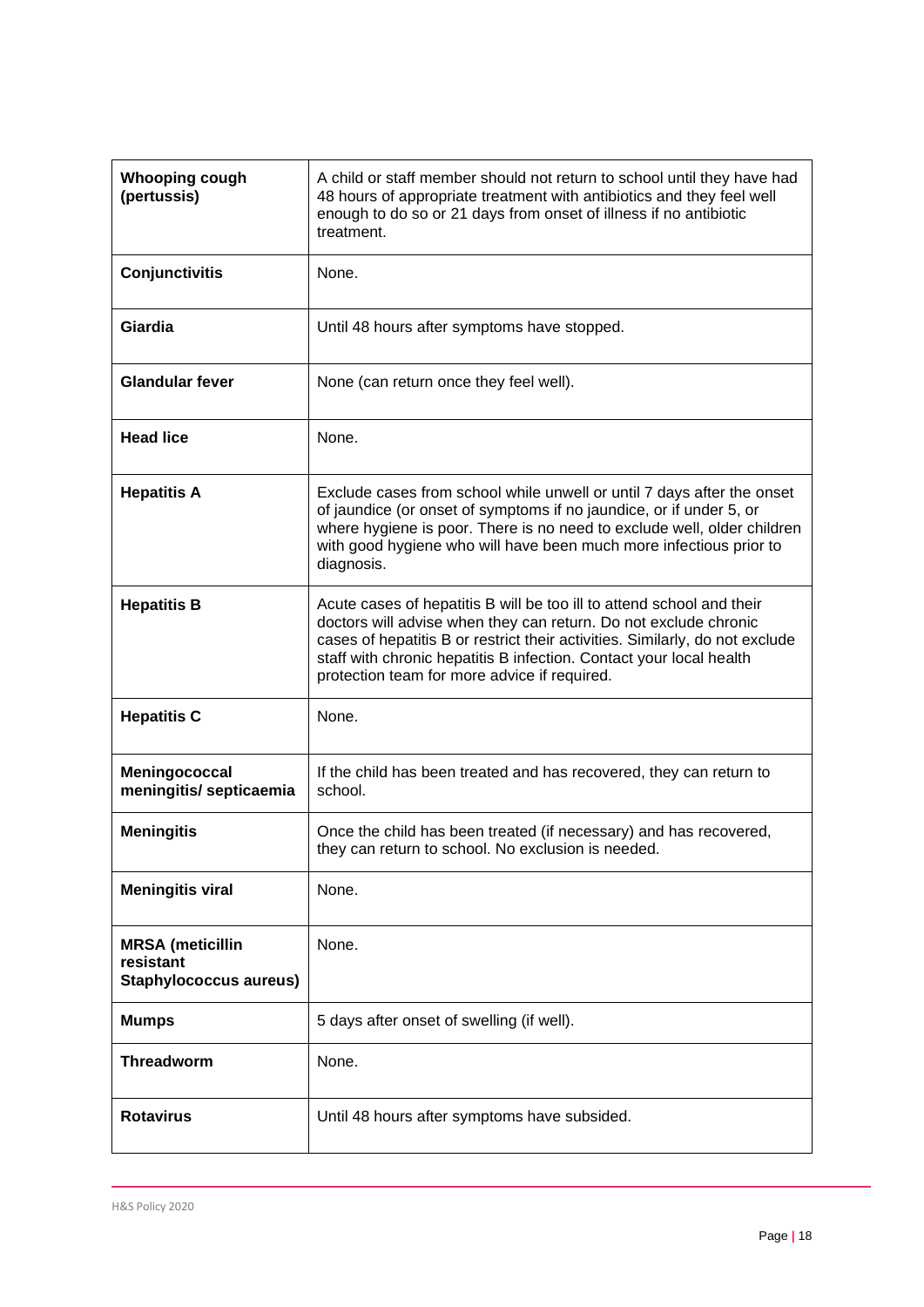| | |
|---|---|
| **Whooping cough (pertussis)** | A child or staff member should not return to school until they have had 48 hours of appropriate treatment with antibiotics and they feel well enough to do so or 21 days from onset of illness if no antibiotic treatment. |
| **Conjunctivitis** | None. |
| **Giardia** | Until 48 hours after symptoms have stopped. |
| **Glandular fever** | None (can return once they feel well). |
| **Head lice** | None. |
| **Hepatitis A** | Exclude cases from school while unwell or until 7 days after the onset of jaundice (or onset of symptoms if no jaundice, or if under 5, or where hygiene is poor. There is no need to exclude well, older children with good hygiene who will have been much more infectious prior to diagnosis. |
| **Hepatitis B** | Acute cases of hepatitis B will be too ill to attend school and their doctors will advise when they can return. Do not exclude chronic cases of hepatitis B or restrict their activities. Similarly, do not exclude staff with chronic hepatitis B infection. Contact your local health protection team for more advice if required. |
| **Hepatitis C** | None. |
| **Meningococcal meningitis/ septicaemia** | If the child has been treated and has recovered, they can return to school. |
| **Meningitis** | Once the child has been treated (if necessary) and has recovered, they can return to school. No exclusion is needed. |
| **Meningitis viral** | None. |
| **MRSA (meticillin resistant Staphylococcus aureus)** | None. |
| **Mumps** | 5 days after onset of swelling (if well). |
| **Threadworm** | None. |
| **Rotavirus** | Until 48 hours after symptoms have subsided. |